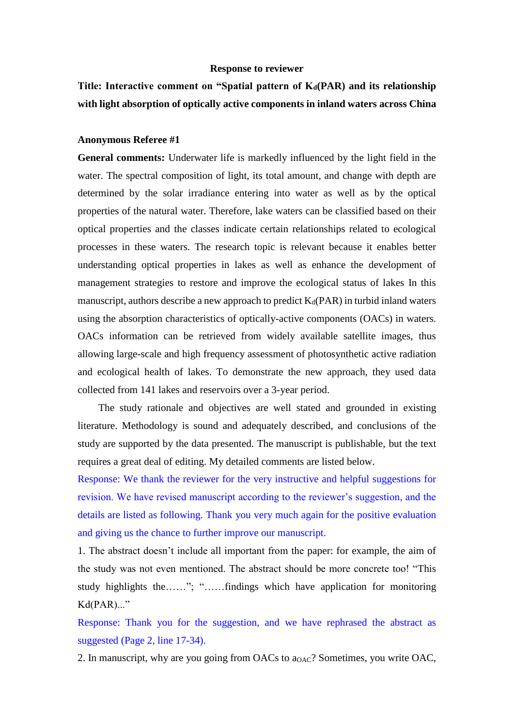**Response to reviewer**

**Title: Interactive comment on "Spatial pattern of $K_d$(PAR) and its relationship with light absorption of optically active components in inland waters across China**

**Anonymous Referee #1**

**General comments:** Underwater life is markedly influenced by the light field in the water. The spectral composition of light, its total amount, and change with depth are determined by the solar irradiance entering into water as well as by the optical properties of the natural water. Therefore, lake waters can be classified based on their optical properties and the classes indicate certain relationships related to ecological processes in these waters. The research topic is relevant because it enables better understanding optical properties in lakes as well as enhance the development of management strategies to restore and improve the ecological status of lakes In this manuscript, authors describe a new approach to predict $K_d$(PAR) in turbid inland waters using the absorption characteristics of optically-active components (OACs) in waters. OACs information can be retrieved from widely available satellite images, thus allowing large-scale and high frequency assessment of photosynthetic active radiation and ecological health of lakes. To demonstrate the new approach, they used data collected from 141 lakes and reservoirs over a 3-year period.

The study rationale and objectives are well stated and grounded in existing literature. Methodology is sound and adequately described, and conclusions of the study are supported by the data presented. The manuscript is publishable, but the text requires a great deal of editing. My detailed comments are listed below.

Response: We thank the reviewer for the very instructive and helpful suggestions for revision. We have revised manuscript according to the reviewer's suggestion, and the details are listed as following. Thank you very much again for the positive evaluation and giving us the chance to further improve our manuscript.

1. The abstract doesn't include all important from the paper: for example, the aim of the study was not even mentioned. The abstract should be more concrete too! "This study highlights the……"; "……findings which have application for monitoring Kd(PAR)..."

Response: Thank you for the suggestion, and we have rephrased the abstract as suggested (Page 2, line 17-34).

2. In manuscript, why are you going from OACs to $a_{OAC}$? Sometimes, you write OAC,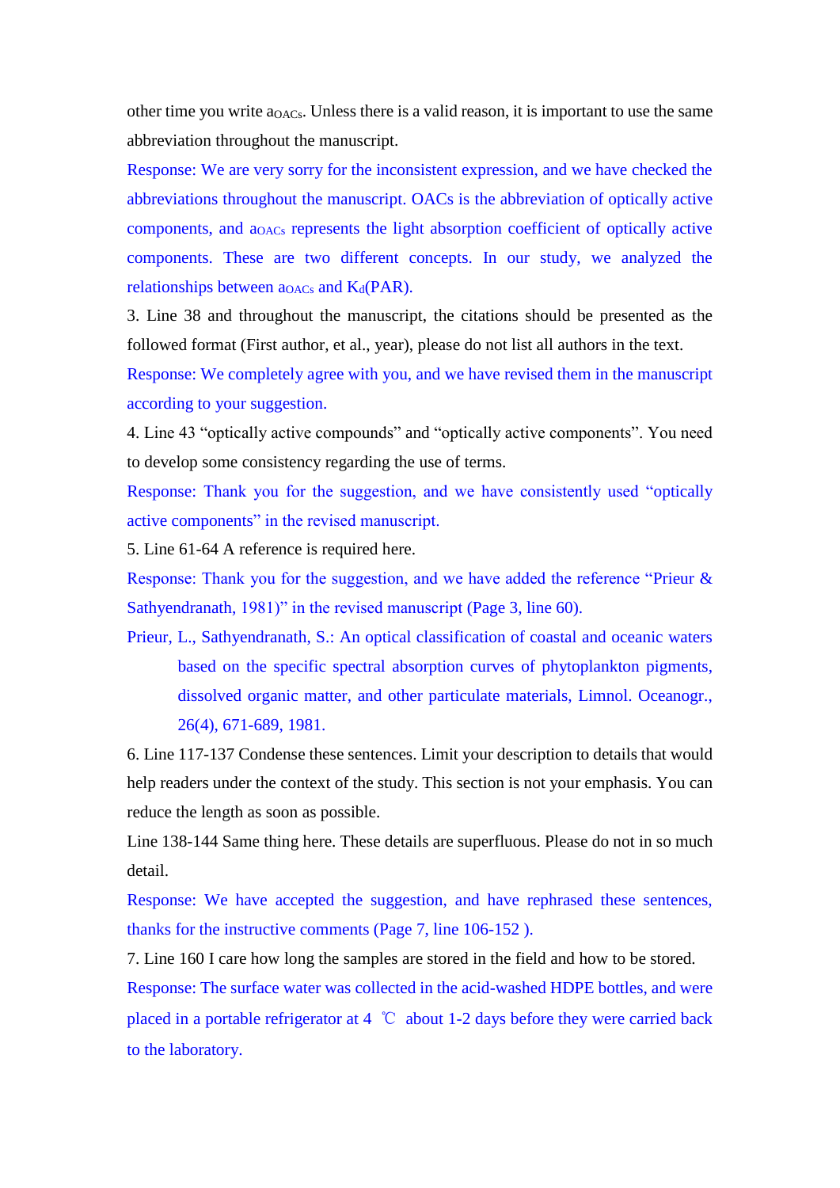other time you write $a_{OACs}$. Unless there is a valid reason, it is important to use the same abbreviation throughout the manuscript.

Response: We are very sorry for the inconsistent expression, and we have checked the abbreviations throughout the manuscript. OACs is the abbreviation of optically active components, and $a_{OACs}$ represents the light absorption coefficient of optically active components. These are two different concepts. In our study, we analyzed the relationships between $a_{OACs}$ and $K_d$(PAR).

3. Line 38 and throughout the manuscript, the citations should be presented as the followed format (First author, et al., year), please do not list all authors in the text.

Response: We completely agree with you, and we have revised them in the manuscript according to your suggestion.

4. Line 43 "optically active compounds" and "optically active components". You need to develop some consistency regarding the use of terms.

Response: Thank you for the suggestion, and we have consistently used "optically active components" in the revised manuscript.

5. Line 61-64 A reference is required here.

Response: Thank you for the suggestion, and we have added the reference "Prieur & Sathyendranath, 1981)" in the revised manuscript (Page 3, line 60).

Prieur, L., Sathyendranath, S.: An optical classification of coastal and oceanic waters based on the specific spectral absorption curves of phytoplankton pigments, dissolved organic matter, and other particulate materials, Limnol. Oceanogr., 26(4), 671-689, 1981.

6. Line 117-137 Condense these sentences. Limit your description to details that would help readers under the context of the study. This section is not your emphasis. You can reduce the length as soon as possible.

Line 138-144 Same thing here. These details are superfluous. Please do not in so much detail.

Response: We have accepted the suggestion, and have rephrased these sentences, thanks for the instructive comments (Page 7, line 106-152 ).

7. Line 160 I care how long the samples are stored in the field and how to be stored.

Response: The surface water was collected in the acid-washed HDPE bottles, and were placed in a portable refrigerator at 4 ℃ about 1-2 days before they were carried back to the laboratory.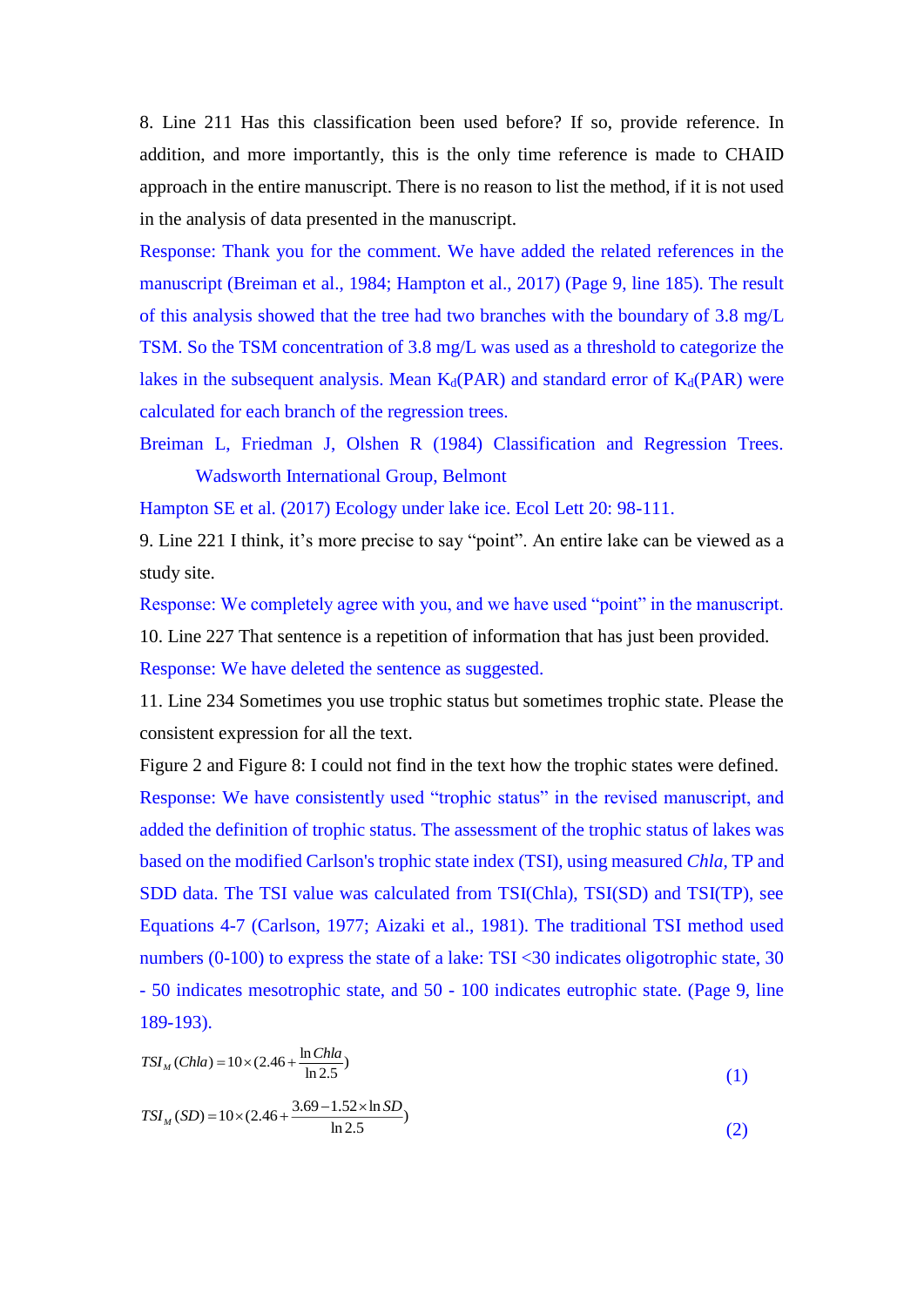8. Line 211 Has this classification been used before? If so, provide reference. In addition, and more importantly, this is the only time reference is made to CHAID approach in the entire manuscript. There is no reason to list the method, if it is not used in the analysis of data presented in the manuscript.

Response: Thank you for the comment. We have added the related references in the manuscript (Breiman et al., 1984; Hampton et al., 2017) (Page 9, line 185). The result of this analysis showed that the tree had two branches with the boundary of 3.8 mg/L TSM. So the TSM concentration of 3.8 mg/L was used as a threshold to categorize the lakes in the subsequent analysis. Mean $K_d$(PAR) and standard error of $K_d$(PAR) were calculated for each branch of the regression trees.

Breiman L, Friedman J, Olshen R (1984) Classification and Regression Trees. Wadsworth International Group, Belmont

Hampton SE et al. (2017) Ecology under lake ice. Ecol Lett 20: 98-111.

9. Line 221 I think, it's more precise to say "point". An entire lake can be viewed as a study site.

Response: We completely agree with you, and we have used "point" in the manuscript.

10. Line 227 That sentence is a repetition of information that has just been provided.

Response: We have deleted the sentence as suggested.

11. Line 234 Sometimes you use trophic status but sometimes trophic state. Please the consistent expression for all the text.

Figure 2 and Figure 8: I could not find in the text how the trophic states were defined.

Response: We have consistently used "trophic status" in the revised manuscript, and added the definition of trophic status. The assessment of the trophic status of lakes was based on the modified Carlson's trophic state index (TSI), using measured *Chla*, TP and SDD data. The TSI value was calculated from TSI(Chla), TSI(SD) and TSI(TP), see Equations 4-7 (Carlson, 1977; Aizaki et al., 1981). The traditional TSI method used numbers (0-100) to express the state of a lake: TSI <30 indicates oligotrophic state, 30 - 50 indicates mesotrophic state, and 50 - 100 indicates eutrophic state. (Page 9, line 189-193).

$$TSI_M(Chla) = 10 \times (2.46 + \frac{\ln Chla}{\ln 2.5}) \tag{1}$$

$$TSI_M(SD) = 10 \times (2.46 + \frac{3.69 - 1.52 \times \ln SD}{\ln 2.5}) \tag{2}$$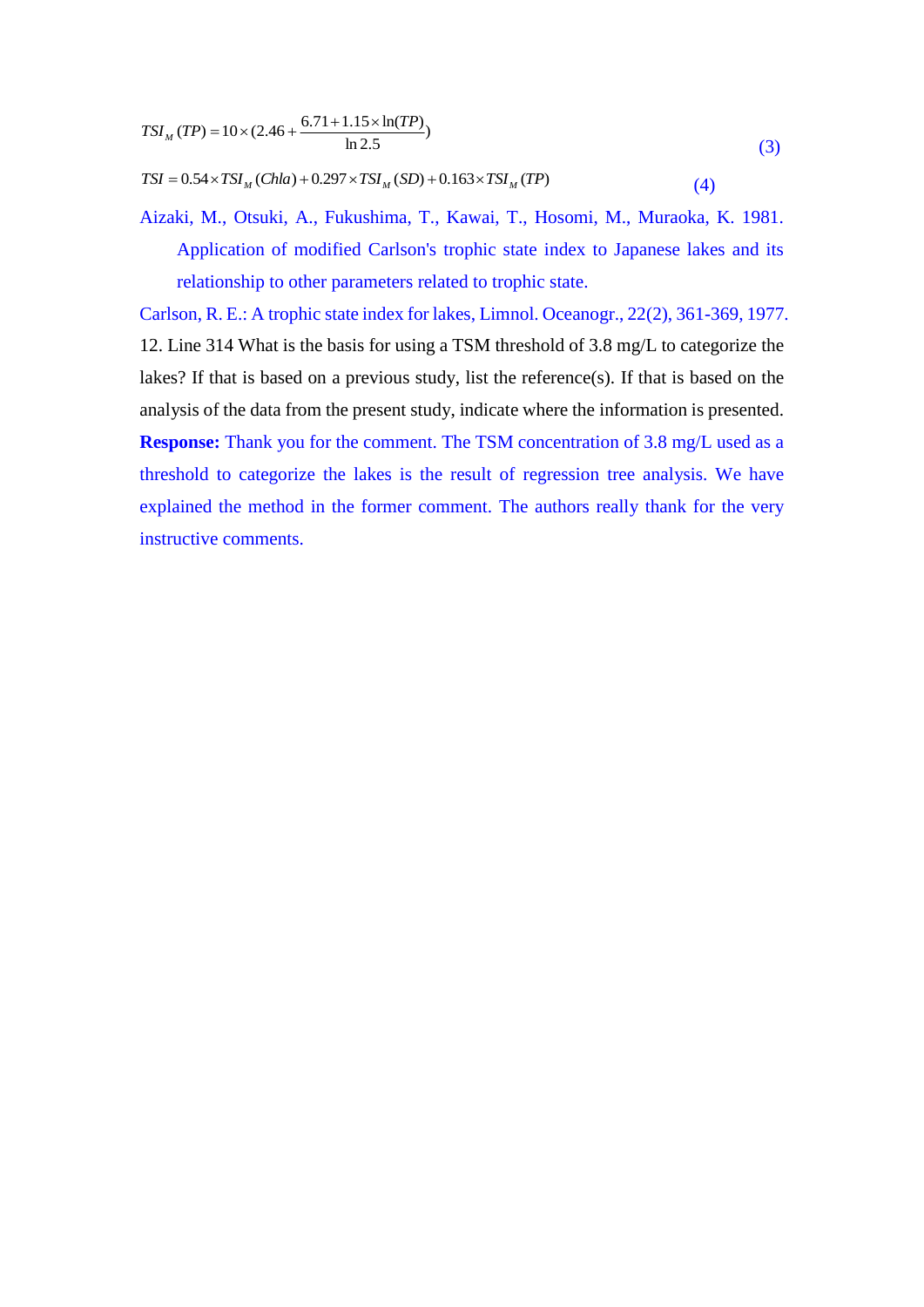$$TSI_M(TP) = 10 \times (2.46 + \frac{6.71 + 1.15 \times \ln(TP)}{\ln 2.5}) \quad (3)$$

$$TSI = 0.54 \times TSI_M(Chla) + 0.297 \times TSI_M(SD) + 0.163 \times TSI_M(TP) \quad (4)$$

Aizaki, M., Otsuki, A., Fukushima, T., Kawai, T., Hosomi, M., Muraoka, K. 1981. Application of modified Carlson's trophic state index to Japanese lakes and its relationship to other parameters related to trophic state.

Carlson, R. E.: A trophic state index for lakes, Limnol. Oceanogr., 22(2), 361-369, 1977.

12. Line 314 What is the basis for using a TSM threshold of 3.8 mg/L to categorize the lakes? If that is based on a previous study, list the reference(s). If that is based on the analysis of the data from the present study, indicate where the information is presented.

**Response:** Thank you for the comment. The TSM concentration of 3.8 mg/L used as a threshold to categorize the lakes is the result of regression tree analysis. We have explained the method in the former comment. The authors really thank for the very instructive comments.